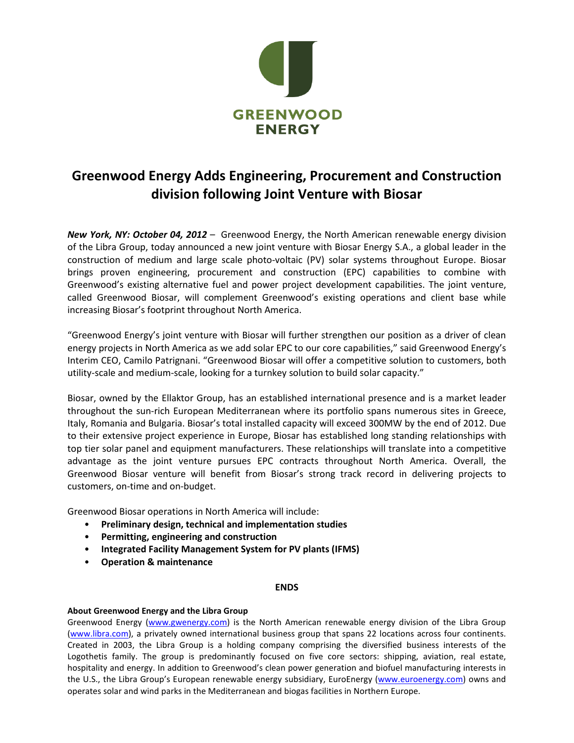GREENWOOD ENERGY

# Greenwood Energy Adds Engineering, Procurement and Construction division following Joint Venture with Biosar

***New York, NY: October 04, 2012*** – Greenwood Energy, the North American renewable energy division of the Libra Group, today announced a new joint venture with Biosar Energy S.A., a global leader in the construction of medium and large scale photo-voltaic (PV) solar systems throughout Europe. Biosar brings proven engineering, procurement and construction (EPC) capabilities to combine with Greenwood's existing alternative fuel and power project development capabilities. The joint venture, called Greenwood Biosar, will complement Greenwood's existing operations and client base while increasing Biosar's footprint throughout North America.

"Greenwood Energy's joint venture with Biosar will further strengthen our position as a driver of clean energy projects in North America as we add solar EPC to our core capabilities," said Greenwood Energy's Interim CEO, Camilo Patrignani. "Greenwood Biosar will offer a competitive solution to customers, both utility-scale and medium-scale, looking for a turnkey solution to build solar capacity."

Biosar, owned by the Ellaktor Group, has an established international presence and is a market leader throughout the sun-rich European Mediterranean where its portfolio spans numerous sites in Greece, Italy, Romania and Bulgaria. Biosar's total installed capacity will exceed 300MW by the end of 2012. Due to their extensive project experience in Europe, Biosar has established long standing relationships with top tier solar panel and equipment manufacturers. These relationships will translate into a competitive advantage as the joint venture pursues EPC contracts throughout North America. Overall, the Greenwood Biosar venture will benefit from Biosar's strong track record in delivering projects to customers, on-time and on-budget.

Greenwood Biosar operations in North America will include:

- **Preliminary design, technical and implementation studies**
- **Permitting, engineering and construction**
- **Integrated Facility Management System for PV plants (IFMS)**
- **Operation & maintenance**

**ENDS**

**About Greenwood Energy and the Libra Group**

Greenwood Energy (www.gwenergy.com) is the North American renewable energy division of the Libra Group (www.libra.com), a privately owned international business group that spans 22 locations across four continents. Created in 2003, the Libra Group is a holding company comprising the diversified business interests of the Logothetis family. The group is predominantly focused on five core sectors: shipping, aviation, real estate, hospitality and energy. In addition to Greenwood's clean power generation and biofuel manufacturing interests in the U.S., the Libra Group's European renewable energy subsidiary, EuroEnergy (www.euroenergy.com) owns and operates solar and wind parks in the Mediterranean and biogas facilities in Northern Europe.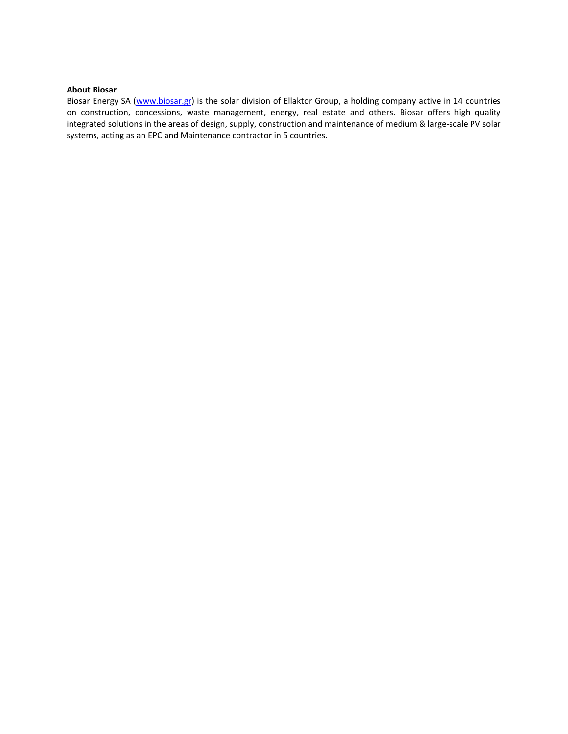**About Biosar**

Biosar Energy SA ([www.biosar.gr](www.biosar.gr)) is the solar division of Ellaktor Group, a holding company active in 14 countries on construction, concessions, waste management, energy, real estate and others. Biosar offers high quality integrated solutions in the areas of design, supply, construction and maintenance of medium & large-scale PV solar systems, acting as an EPC and Maintenance contractor in 5 countries.